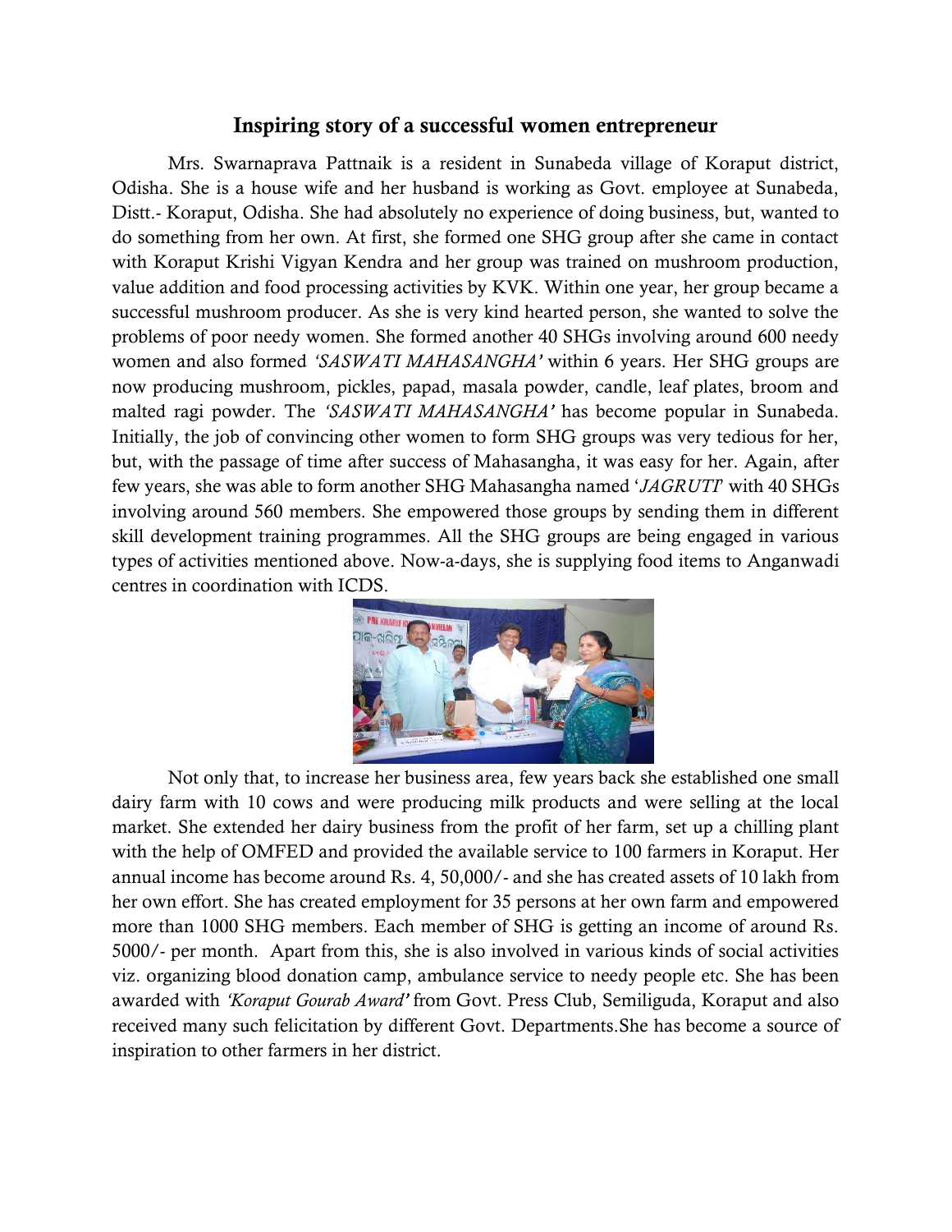## Inspiring story of a successful women entrepreneur

Mrs. Swarnaprava Pattnaik is a resident in Sunabeda village of Koraput district, Odisha. She is a house wife and her husband is working as Govt. employee at Sunabeda, Distt.- Koraput, Odisha. She had absolutely no experience of doing business, but, wanted to do something from her own. At first, she formed one SHG group after she came in contact with Koraput Krishi Vigyan Kendra and her group was trained on mushroom production, value addition and food processing activities by KVK. Within one year, her group became a successful mushroom producer. As she is very kind hearted person, she wanted to solve the problems of poor needy women. She formed another 40 SHGs involving around 600 needy women and also formed *'SASWATI MAHASANGHA'* within 6 years. Her SHG groups are now producing mushroom, pickles, papad, masala powder, candle, leaf plates, broom and malted ragi powder. The *'SASWATI MAHASANGHA'* has become popular in Sunabeda. Initially, the job of convincing other women to form SHG groups was very tedious for her, but, with the passage of time after success of Mahasangha, it was easy for her. Again, after few years, she was able to form another SHG Mahasangha named '*JAGRUTI*' with 40 SHGs involving around 560 members. She empowered those groups by sending them in different skill development training programmes. All the SHG groups are being engaged in various types of activities mentioned above. Now-a-days, she is supplying food items to Anganwadi centres in coordination with ICDS.

Not only that, to increase her business area, few years back she established one small dairy farm with 10 cows and were producing milk products and were selling at the local market. She extended her dairy business from the profit of her farm, set up a chilling plant with the help of OMFED and provided the available service to 100 farmers in Koraput. Her annual income has become around Rs. 4, 50,000/- and she has created assets of 10 lakh from her own effort. She has created employment for 35 persons at her own farm and empowered more than 1000 SHG members. Each member of SHG is getting an income of around Rs. 5000/- per month. Apart from this, she is also involved in various kinds of social activities viz. organizing blood donation camp, ambulance service to needy people etc. She has been awarded with *'Koraput Gourab Award'* from Govt. Press Club, Semiliguda, Koraput and also received many such felicitation by different Govt. Departments.She has become a source of inspiration to other farmers in her district.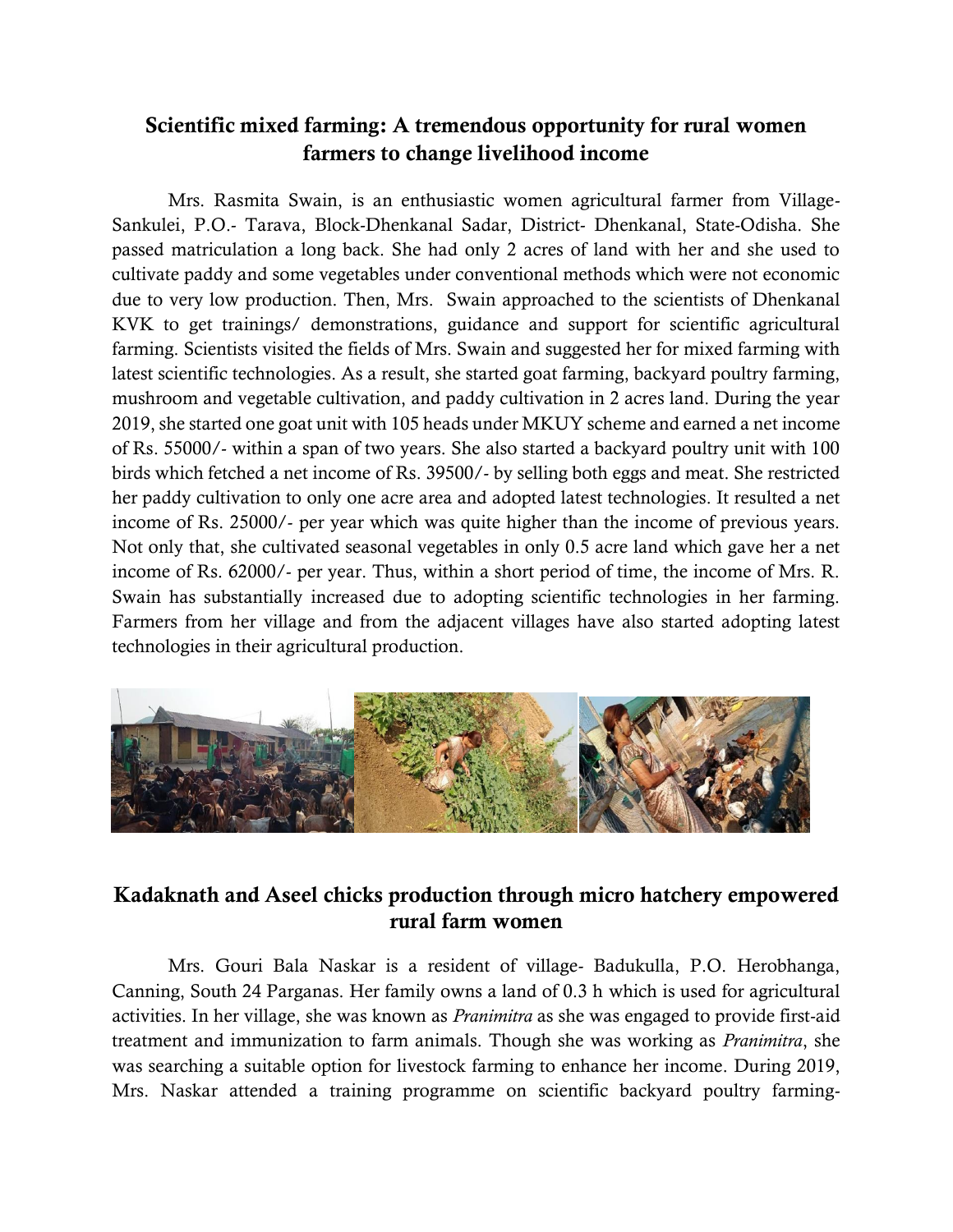## Scientific mixed farming: A tremendous opportunity for rural women farmers to change livelihood income

Mrs. Rasmita Swain, is an enthusiastic women agricultural farmer from Village-Sankulei, P.O.- Tarava, Block-Dhenkanal Sadar, District- Dhenkanal, State-Odisha. She passed matriculation a long back. She had only 2 acres of land with her and she used to cultivate paddy and some vegetables under conventional methods which were not economic due to very low production. Then, Mrs. Swain approached to the scientists of Dhenkanal KVK to get trainings/ demonstrations, guidance and support for scientific agricultural farming. Scientists visited the fields of Mrs. Swain and suggested her for mixed farming with latest scientific technologies. As a result, she started goat farming, backyard poultry farming, mushroom and vegetable cultivation, and paddy cultivation in 2 acres land. During the year 2019, she started one goat unit with 105 heads under MKUY scheme and earned a net income of Rs. 55000/- within a span of two years. She also started a backyard poultry unit with 100 birds which fetched a net income of Rs. 39500/- by selling both eggs and meat. She restricted her paddy cultivation to only one acre area and adopted latest technologies. It resulted a net income of Rs. 25000/- per year which was quite higher than the income of previous years. Not only that, she cultivated seasonal vegetables in only 0.5 acre land which gave her a net income of Rs. 62000/- per year. Thus, within a short period of time, the income of Mrs. R. Swain has substantially increased due to adopting scientific technologies in her farming. Farmers from her village and from the adjacent villages have also started adopting latest technologies in their agricultural production.

## Kadaknath and Aseel chicks production through micro hatchery empowered rural farm women

Mrs. Gouri Bala Naskar is a resident of village- Badukulla, P.O. Herobhanga, Canning, South 24 Parganas. Her family owns a land of 0.3 h which is used for agricultural activities. In her village, she was known as *Pranimitra* as she was engaged to provide first-aid treatment and immunization to farm animals. Though she was working as *Pranimitra*, she was searching a suitable option for livestock farming to enhance her income. During 2019, Mrs. Naskar attended a training programme on scientific backyard poultry farming-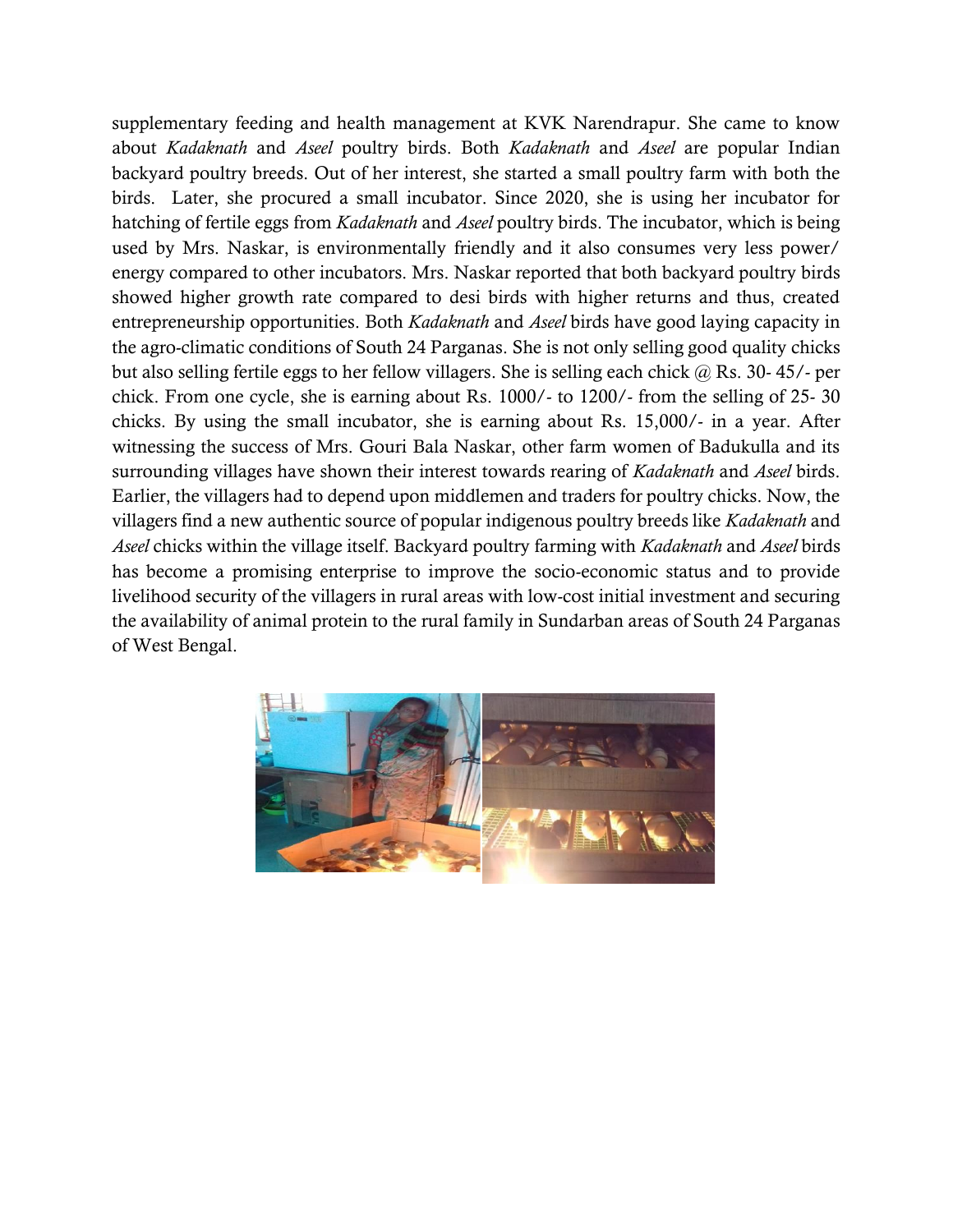supplementary feeding and health management at KVK Narendrapur. She came to know about *Kadaknath* and *Aseel* poultry birds. Both *Kadaknath* and *Aseel* are popular Indian backyard poultry breeds. Out of her interest, she started a small poultry farm with both the birds. Later, she procured a small incubator. Since 2020, she is using her incubator for hatching of fertile eggs from *Kadaknath* and *Aseel* poultry birds. The incubator, which is being used by Mrs. Naskar, is environmentally friendly and it also consumes very less power/ energy compared to other incubators. Mrs. Naskar reported that both backyard poultry birds showed higher growth rate compared to desi birds with higher returns and thus, created entrepreneurship opportunities. Both *Kadaknath* and *Aseel* birds have good laying capacity in the agro-climatic conditions of South 24 Parganas. She is not only selling good quality chicks but also selling fertile eggs to her fellow villagers. She is selling each chick @ Rs. 30- 45/- per chick. From one cycle, she is earning about Rs. 1000/- to 1200/- from the selling of 25- 30 chicks. By using the small incubator, she is earning about Rs. 15,000/- in a year. After witnessing the success of Mrs. Gouri Bala Naskar, other farm women of Badukulla and its surrounding villages have shown their interest towards rearing of *Kadaknath* and *Aseel* birds. Earlier, the villagers had to depend upon middlemen and traders for poultry chicks. Now, the villagers find a new authentic source of popular indigenous poultry breeds like *Kadaknath* and *Aseel* chicks within the village itself. Backyard poultry farming with *Kadaknath* and *Aseel* birds has become a promising enterprise to improve the socio-economic status and to provide livelihood security of the villagers in rural areas with low-cost initial investment and securing the availability of animal protein to the rural family in Sundarban areas of South 24 Parganas of West Bengal.